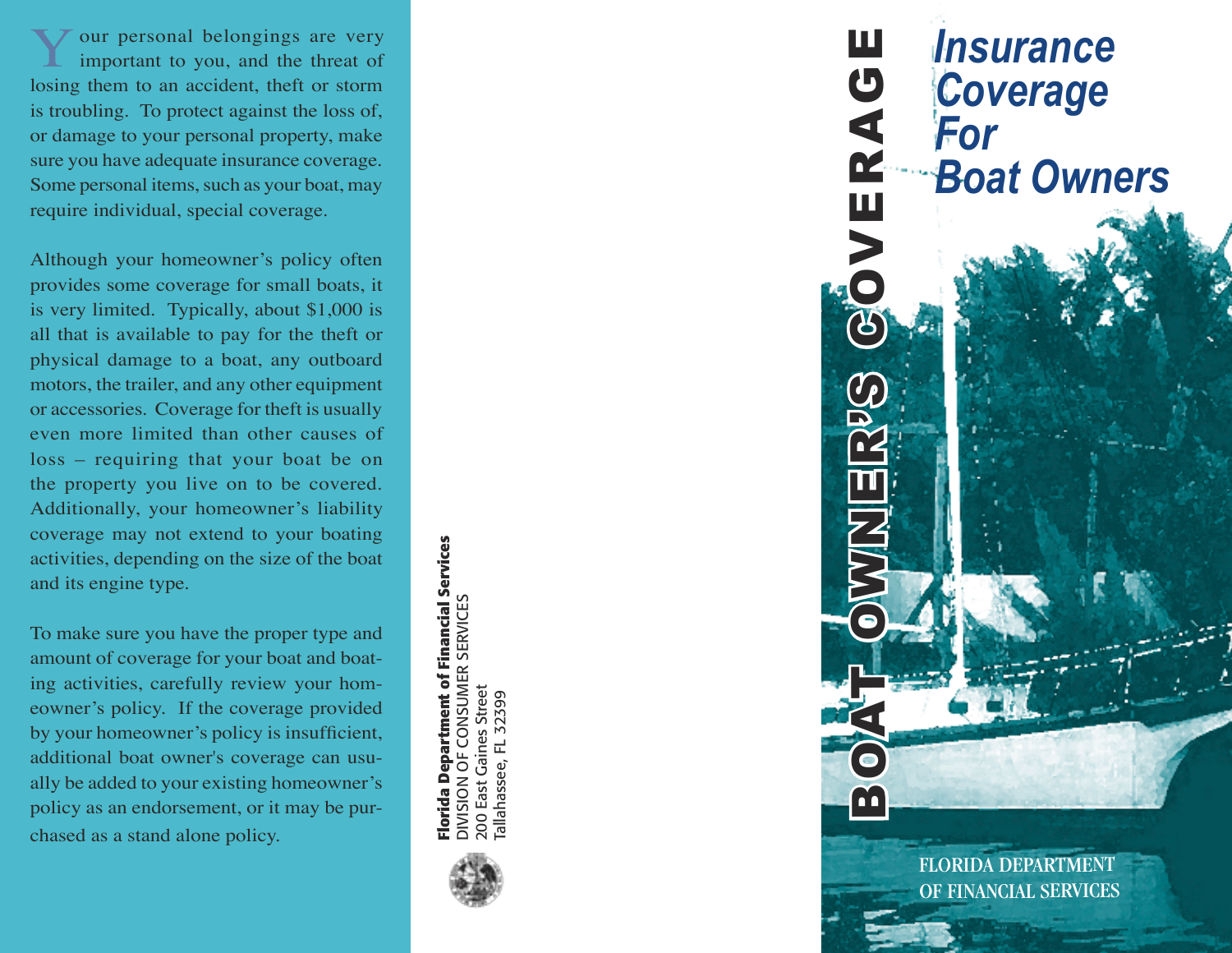Your personal belongings are very important to you, and the threat of losing them to an accident, theft or storm is troubling. To protect against the loss of, or damage to your personal property, make sure you have adequate insurance coverage. Some personal items, such as your boat, may require individual, special coverage.

Although your homeowner's policy often provides some coverage for small boats, it is very limited. Typically, about $1,000 is all that is available to pay for the theft or physical damage to a boat, any outboard motors, the trailer, and any other equipment or accessories. Coverage for theft is usually even more limited than other causes of loss – requiring that your boat be on the property you live on to be covered. Additionally, your homeowner's liability coverage may not extend to your boating activities, depending on the size of the boat and its engine type.

To make sure you have the proper type and amount of coverage for your boat and boating activities, carefully review your homeowner's policy. If the coverage provided by your homeowner's policy is insufficient, additional boat owner's coverage can usually be added to your existing homeowner's policy as an endorsement, or it may be purchased as a stand alone policy.

**Florida Department of Financial Services**
DIVISION OF CONSUMER SERVICES
200 East Gaines Street
Tallahassee, FL 32399

# BOAT OWNER'S COVERAGE

# *Insurance Coverage For Boat Owners*

FLORIDA DEPARTMENT OF FINANCIAL SERVICES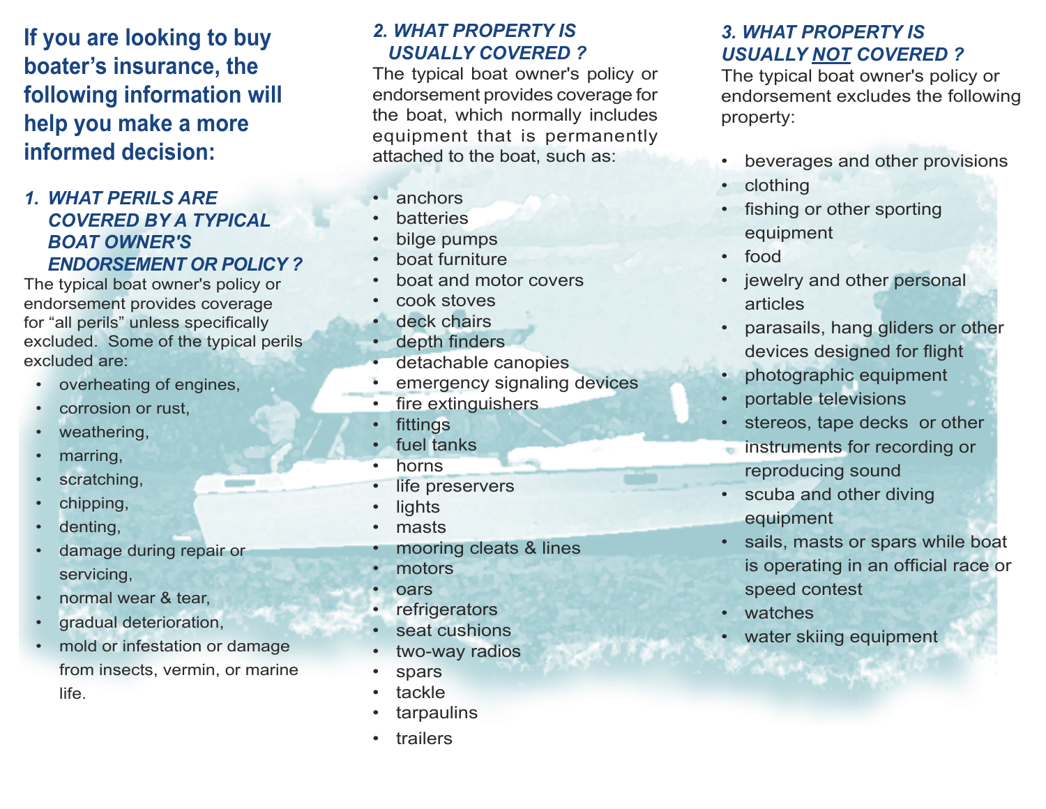## If you are looking to buy boater's insurance, the following information will help you make a more informed decision:

### *1. WHAT PERILS ARE COVERED BY A TYPICAL BOAT OWNER'S ENDORSEMENT OR POLICY ?*

The typical boat owner's policy or endorsement provides coverage for "all perils" unless specifically excluded. Some of the typical perils excluded are:

- overheating of engines,
- corrosion or rust,
- weathering,
- marring,
- scratching,
- chipping,
- denting,
- damage during repair or servicing,
- normal wear & tear,
- gradual deterioration,
- mold or infestation or damage from insects, vermin, or marine life.

### *2. WHAT PROPERTY IS USUALLY COVERED ?*

The typical boat owner's policy or endorsement provides coverage for the boat, which normally includes equipment that is permanently attached to the boat, such as:

- anchors
- batteries
- bilge pumps
- boat furniture
- boat and motor covers
- cook stoves
- deck chairs
- depth finders
- detachable canopies
- emergency signaling devices
- fire extinguishers
- fittings
- fuel tanks
- horns
- life preservers
- lights
- masts
- mooring cleats & lines
- motors
- oars
- refrigerators
- seat cushions
- two-way radios
- spars
- tackle
- tarpaulins
- trailers

### *3. WHAT PROPERTY IS USUALLY NOT COVERED ?*

The typical boat owner's policy or endorsement excludes the following property:

- beverages and other provisions
- clothing
- fishing or other sporting equipment
- food
- jewelry and other personal articles
- parasails, hang gliders or other devices designed for flight
- photographic equipment
- portable televisions
- stereos, tape decks or other instruments for recording or reproducing sound
- scuba and other diving equipment
- sails, masts or spars while boat is operating in an official race or speed contest
- watches
- water skiing equipment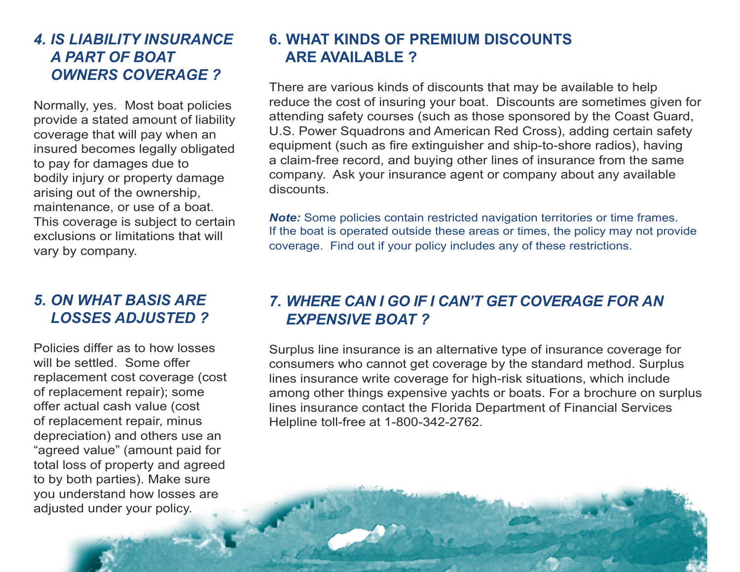## *4. IS LIABILITY INSURANCE A PART OF BOAT OWNERS COVERAGE ?*

Normally, yes. Most boat policies provide a stated amount of liability coverage that will pay when an insured becomes legally obligated to pay for damages due to bodily injury or property damage arising out of the ownership, maintenance, or use of a boat. This coverage is subject to certain exclusions or limitations that will vary by company.

## *5. ON WHAT BASIS ARE LOSSES ADJUSTED ?*

Policies differ as to how losses will be settled. Some offer replacement cost coverage (cost of replacement repair); some offer actual cash value (cost of replacement repair, minus depreciation) and others use an "agreed value" (amount paid for total loss of property and agreed to by both parties). Make sure you understand how losses are adjusted under your policy.

## 6. WHAT KINDS OF PREMIUM DISCOUNTS ARE AVAILABLE ?

There are various kinds of discounts that may be available to help reduce the cost of insuring your boat. Discounts are sometimes given for attending safety courses (such as those sponsored by the Coast Guard, U.S. Power Squadrons and American Red Cross), adding certain safety equipment (such as fire extinguisher and ship-to-shore radios), having a claim-free record, and buying other lines of insurance from the same company. Ask your insurance agent or company about any available discounts.

***Note:*** Some policies contain restricted navigation territories or time frames. If the boat is operated outside these areas or times, the policy may not provide coverage. Find out if your policy includes any of these restrictions.

## *7. WHERE CAN I GO IF I CAN'T GET COVERAGE FOR AN EXPENSIVE BOAT ?*

Surplus line insurance is an alternative type of insurance coverage for consumers who cannot get coverage by the standard method. Surplus lines insurance write coverage for high-risk situations, which include among other things expensive yachts or boats. For a brochure on surplus lines insurance contact the Florida Department of Financial Services Helpline toll-free at 1-800-342-2762.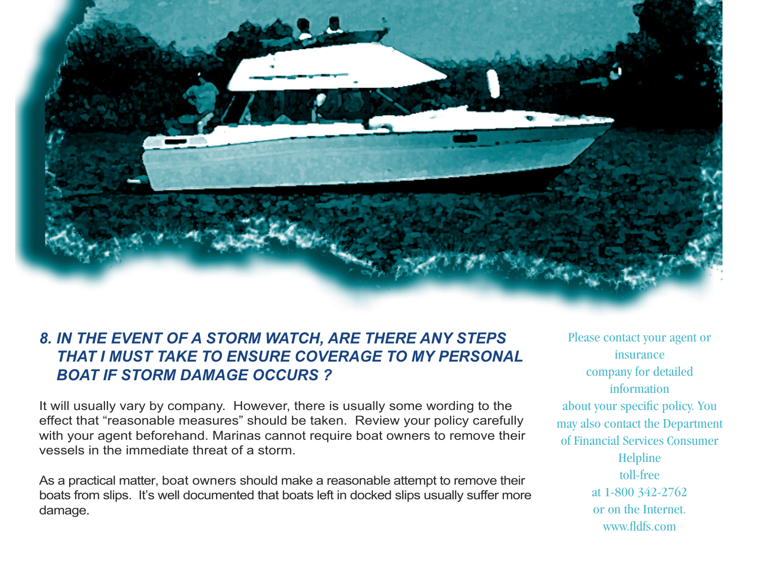### *8. IN THE EVENT OF A STORM WATCH, ARE THERE ANY STEPS THAT I MUST TAKE TO ENSURE COVERAGE TO MY PERSONAL BOAT IF STORM DAMAGE OCCURS ?*

It will usually vary by company. However, there is usually some wording to the effect that "reasonable measures" should be taken. Review your policy carefully with your agent beforehand. Marinas cannot require boat owners to remove their vessels in the immediate threat of a storm.

As a practical matter, boat owners should make a reasonable attempt to remove their boats from slips. It's well documented that boats left in docked slips usually suffer more damage.

Please contact your agent or insurance company for detailed information about your specific policy. You may also contact the Department of Financial Services Consumer Helpline toll-free at 1-800 342-2762 or on the Internet. www.fldfs.com